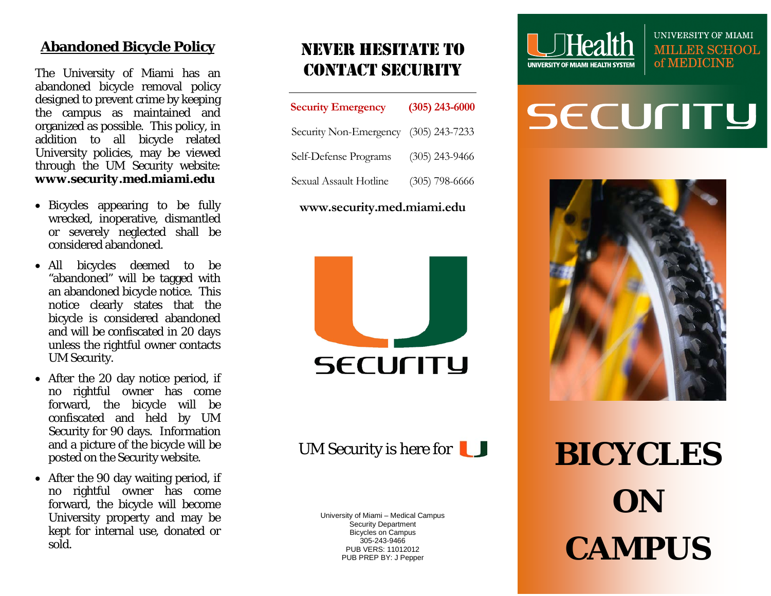## Abandoned Bicycle Policy

The University of Miami has an abandoned bicycle removal policy designed to prevent crime by keeping the campus as maintained and organized as possible. This policy, in addition to all bicycle related University policies, may be viewed through the UM Security website: ***www.security.med.miami.edu***

- Bicycles appearing to be fully wrecked, inoperative, dismantled or severely neglected shall be considered abandoned.
- All bicycles deemed to be "abandoned" will be tagged with an abandoned bicycle notice. This notice clearly states that the bicycle is considered abandoned and will be confiscated in 20 days unless the rightful owner contacts UM Security.
- After the 20 day notice period, if no rightful owner has come forward, the bicycle will be confiscated and held by UM Security for 90 days. Information and a picture of the bicycle will be posted on the Security website.
- After the 90 day waiting period, if no rightful owner has come forward, the bicycle will become University property and may be kept for internal use, donated or sold.

## NEVER HESITATE TO CONTACT SECURITY

| | |
|---|---|
| **Security Emergency** | **(305) 243-6000** |
| Security Non-Emergency | (305) 243-7233 |
| Self-Defense Programs | (305) 243-9466 |
| Sexual Assault Hotline | (305) 798-6666 |

**www.security.med.miami.edu**

SECURITY

UM Security is here for U

University of Miami – Medical Campus
Security Department
Bicycles on Campus
305-243-9466
PUB VERS: 11012012
PUB PREP BY: J Pepper

UHealth UNIVERSITY OF MIAMI HEALTH SYSTEM | UNIVERSITY OF MIAMI MILLER SCHOOL of MEDICINE

SECURITY

# BICYCLES ON CAMPUS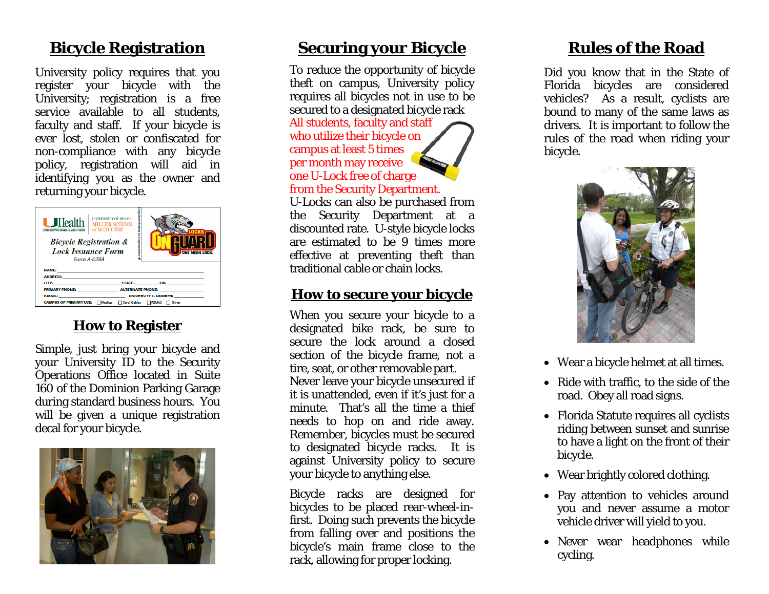## Bicycle Registration

University policy requires that you register your bicycle with the University; registration is a free service available to all students, faculty and staff. If your bicycle is ever lost, stolen or confiscated for non-compliance with any bicycle policy, registration will aid in identifying you as the owner and returning your bicycle.

## How to Register

Simple, just bring your bicycle and your University ID to the Security Operations Office located in Suite 160 of the Dominion Parking Garage during standard business hours. You will be given a unique registration decal for your bicycle.

## Securing your Bicycle

To reduce the opportunity of bicycle theft on campus, University policy requires all bicycles not in use to be secured to a designated bicycle rack All students, faculty and staff who utilize their bicycle on campus at least 5 times per month may receive one U-Lock free of charge from the Security Department. U-Locks can also be purchased from the Security Department at a discounted rate. U-style bicycle locks are estimated to be 9 times more effective at preventing theft than traditional cable or chain locks.

## How to secure your bicycle

When you secure your bicycle to a designated bike rack, be sure to secure the lock around a closed section of the bicycle frame, not a tire, seat, or other removable part. Never leave your bicycle unsecured if it is unattended, even if it's just for a minute. That's all the time a thief needs to hop on and ride away. Remember, bicycles must be secured to designated bicycle racks. It is against University policy to secure your bicycle to anything else.

Bicycle racks are designed for bicycles to be placed rear-wheel-in-first. Doing such prevents the bicycle from falling over and positions the bicycle's main frame close to the rack, allowing for proper locking.

## Rules of the Road

Did you know that in the State of Florida bicycles are considered vehicles? As a result, cyclists are bound to many of the same laws as drivers. It is important to follow the rules of the road when riding your bicycle.

- Wear a bicycle helmet at all times.
- Ride with traffic, to the side of the road. Obey all road signs.
- Florida Statute requires all cyclists riding between sunset and sunrise to have a light on the front of their bicycle.
- Wear brightly colored clothing.
- Pay attention to vehicles around you and never assume a motor vehicle driver will yield to you.
- Never wear headphones while cycling.